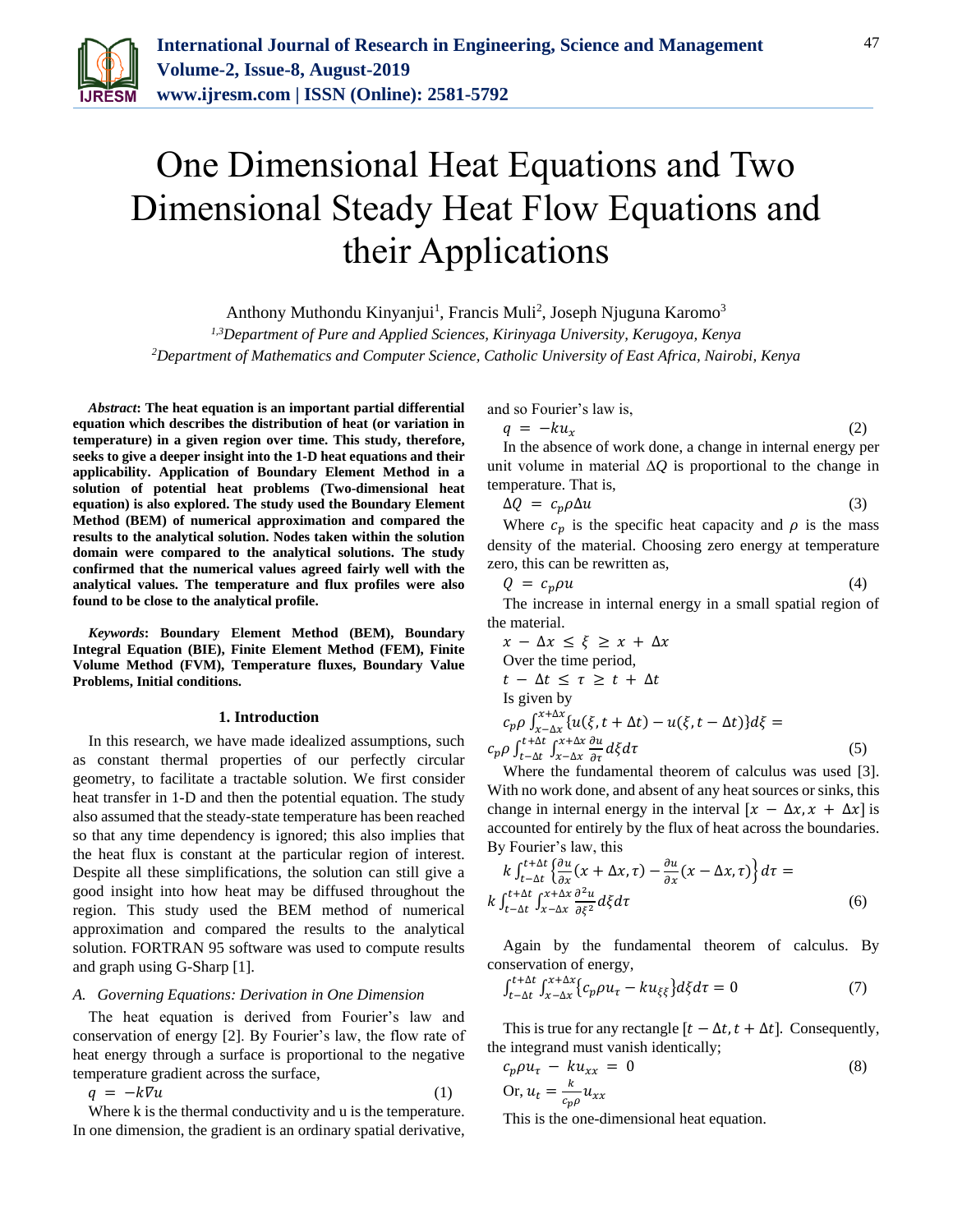# One Dimensional Heat Equations and Two Dimensional Steady Heat Flow Equations and their Applications

Anthony Muthondu Kinyanjui[1], Francis Muli[2], Joseph Njuguna Karomo[3]

[1,3]*Department of Pure and Applied Sciences, Kirinyaga University, Kerugoya, Kenya*

[2]*Department of Mathematics and Computer Science, Catholic University of East Africa, Nairobi, Kenya*

***Abstract*: The heat equation is an important partial differential equation which describes the distribution of heat (or variation in temperature) in a given region over time. This study, therefore, seeks to give a deeper insight into the 1-D heat equations and their applicability. Application of Boundary Element Method in a solution of potential heat problems (Two-dimensional heat equation) is also explored. The study used the Boundary Element Method (BEM) of numerical approximation and compared the results to the analytical solution. Nodes taken within the solution domain were compared to the analytical solutions. The study confirmed that the numerical values agreed fairly well with the analytical values. The temperature and flux profiles were also found to be close to the analytical profile.**

***Keywords*: Boundary Element Method (BEM), Boundary Integral Equation (BIE), Finite Element Method (FEM), Finite Volume Method (FVM), Temperature fluxes, Boundary Value Problems, Initial conditions.**

## 1. Introduction

In this research, we have made idealized assumptions, such as constant thermal properties of our perfectly circular geometry, to facilitate a tractable solution. We first consider heat transfer in 1-D and then the potential equation. The study also assumed that the steady-state temperature has been reached so that any time dependency is ignored; this also implies that the heat flux is constant at the particular region of interest. Despite all these simplifications, the solution can still give a good insight into how heat may be diffused throughout the region. This study used the BEM method of numerical approximation and compared the results to the analytical solution. FORTRAN 95 software was used to compute results and graph using G-Sharp [1].

### A. *Governing Equations: Derivation in One Dimension*

The heat equation is derived from Fourier's law and conservation of energy [2]. By Fourier's law, the flow rate of heat energy through a surface is proportional to the negative temperature gradient across the surface,

$$q = -k\nabla u \tag{1}$$

Where k is the thermal conductivity and u is the temperature. In one dimension, the gradient is an ordinary spatial derivative, and so Fourier's law is,

$$q = -ku_x \tag{2}$$

In the absence of work done, a change in internal energy per unit volume in material $\Delta Q$ is proportional to the change in temperature. That is,

$$\Delta Q = c_p \rho \Delta u \tag{3}$$

Where $c_p$ is the specific heat capacity and $\rho$ is the mass density of the material. Choosing zero energy at temperature zero, this can be rewritten as,

$$Q = c_p \rho u \tag{4}$$

The increase in internal energy in a small spatial region of the material.

$$x - \Delta x \leq \xi \geq x + \Delta x$$

Over the time period,

$$t - \Delta t \leq \tau \geq t + \Delta t$$

Is given by

$$c_p\rho \int_{x-\Delta x}^{x+\Delta x}\{u(\xi, t+\Delta t) - u(\xi, t-\Delta t)\}d\xi = c_p\rho \int_{t-\Delta t}^{t+\Delta t}\int_{x-\Delta x}^{x+\Delta x}\frac{\partial u}{\partial \tau}d\xi d\tau \tag{5}$$

Where the fundamental theorem of calculus was used [3]. With no work done, and absent of any heat sources or sinks, this change in internal energy in the interval $[x - \Delta x, x + \Delta x]$ is accounted for entirely by the flux of heat across the boundaries. By Fourier's law, this

$$k\int_{t-\Delta t}^{t+\Delta t}\left\{\frac{\partial u}{\partial x}(x+\Delta x, \tau) - \frac{\partial u}{\partial x}(x-\Delta x, \tau)\right\}d\tau = k\int_{t-\Delta t}^{t+\Delta t}\int_{x-\Delta x}^{x+\Delta x}\frac{\partial^2 u}{\partial \xi^2}d\xi d\tau \tag{6}$$

Again by the fundamental theorem of calculus. By conservation of energy,

$$\int_{t-\Delta t}^{t+\Delta t}\int_{x-\Delta x}^{x+\Delta x}\{c_p\rho u_\tau - k u_{\xi\xi}\}d\xi d\tau = 0 \tag{7}$$

This is true for any rectangle $[t - \Delta t, t + \Delta t]$. Consequently, the integrand must vanish identically;

$$c_p\rho u_\tau - k u_{xx} = 0 \tag{8}$$

Or, $u_t = \frac{k}{c_p\rho}u_{xx}$

This is the one-dimensional heat equation.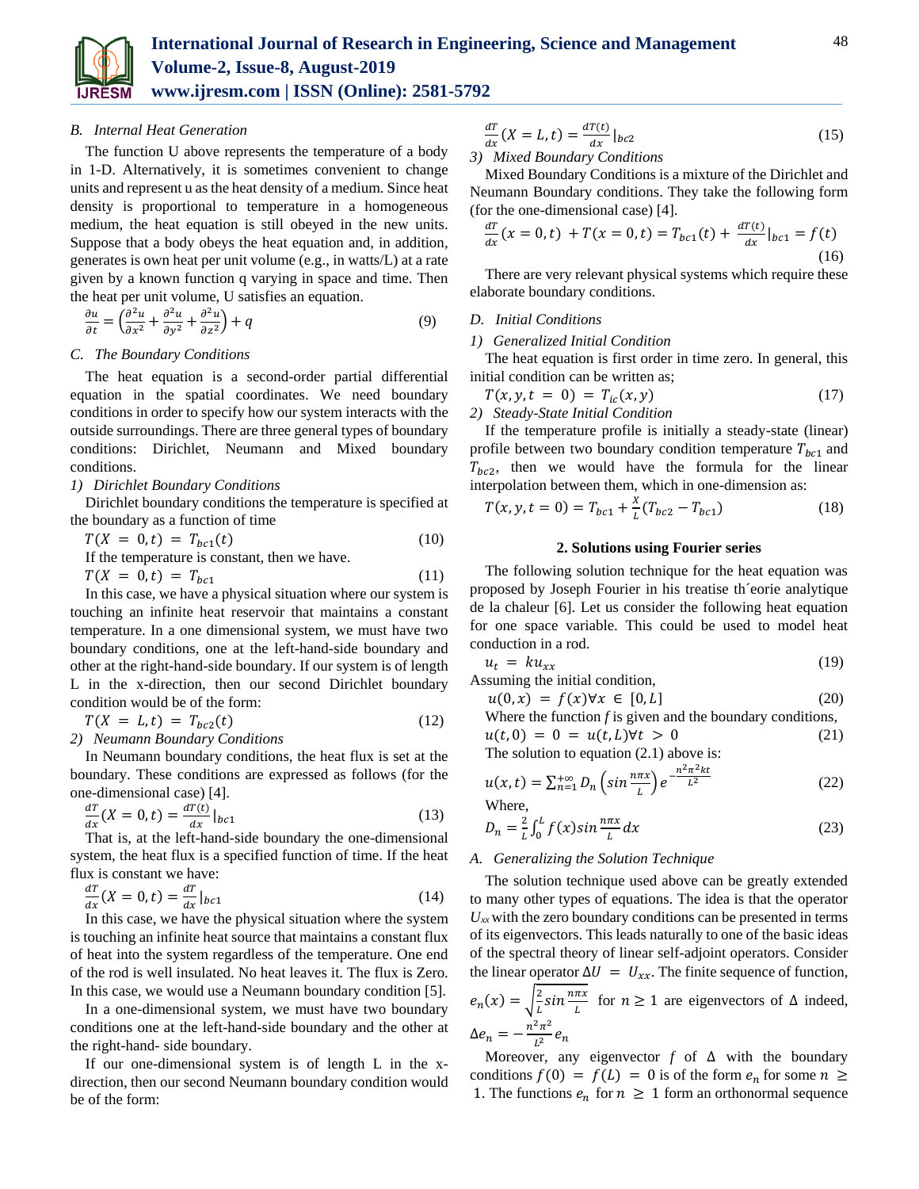### B. Internal Heat Generation

The function U above represents the temperature of a body in 1-D. Alternatively, it is sometimes convenient to change units and represent u as the heat density of a medium. Since heat density is proportional to temperature in a homogeneous medium, the heat equation is still obeyed in the new units. Suppose that a body obeys the heat equation and, in addition, generates is own heat per unit volume (e.g., in watts/L) at a rate given by a known function q varying in space and time. Then the heat per unit volume, U satisfies an equation.

$$\frac{\partial u}{\partial t} = \left(\frac{\partial^2 u}{\partial x^2} + \frac{\partial^2 u}{\partial y^2} + \frac{\partial^2 u}{\partial z^2}\right) + q \tag{9}$$

### C. The Boundary Conditions

The heat equation is a second-order partial differential equation in the spatial coordinates. We need boundary conditions in order to specify how our system interacts with the outside surroundings. There are three general types of boundary conditions: Dirichlet, Neumann and Mixed boundary conditions.

*1) Dirichlet Boundary Conditions*

Dirichlet boundary conditions the temperature is specified at the boundary as a function of time

$$T(X = 0, t) = T_{bc1}(t) \tag{10}$$

If the temperature is constant, then we have.

$$T(X = 0, t) = T_{bc1} \tag{11}$$

In this case, we have a physical situation where our system is touching an infinite heat reservoir that maintains a constant temperature. In a one dimensional system, we must have two boundary conditions, one at the left-hand-side boundary and other at the right-hand-side boundary. If our system is of length L in the x-direction, then our second Dirichlet boundary condition would be of the form:

$$T(X = L, t) = T_{bc2}(t) \tag{12}$$

*2) Neumann Boundary Conditions*

In Neumann boundary conditions, the heat flux is set at the boundary. These conditions are expressed as follows (for the one-dimensional case) [4].

$$\frac{dT}{dx}(X = 0, t) = \frac{dT(t)}{dx}|_{bc1} \tag{13}$$

That is, at the left-hand-side boundary the one-dimensional system, the heat flux is a specified function of time. If the heat flux is constant we have:

$$\frac{dT}{dx}(X = 0, t) = \frac{dT}{dx}|_{bc1} \tag{14}$$

In this case, we have the physical situation where the system is touching an infinite heat source that maintains a constant flux of heat into the system regardless of the temperature. One end of the rod is well insulated. No heat leaves it. The flux is Zero. In this case, we would use a Neumann boundary condition [5].

In a one-dimensional system, we must have two boundary conditions one at the left-hand-side boundary and the other at the right-hand- side boundary.

If our one-dimensional system is of length L in the x-direction, then our second Neumann boundary condition would be of the form:

$$\frac{dT}{dx}(X = L, t) = \frac{dT(t)}{dx}|_{bc2} \tag{15}$$

*3) Mixed Boundary Conditions*

Mixed Boundary Conditions is a mixture of the Dirichlet and Neumann Boundary conditions. They take the following form (for the one-dimensional case) [4].

$$\frac{dT}{dx}(x = 0, t) + T(x = 0, t) = T_{bc1}(t) + \frac{dT(t)}{dx}|_{bc1} = f(t) \tag{16}$$

There are very relevant physical systems which require these elaborate boundary conditions.

### D. Initial Conditions

*1) Generalized Initial Condition*

The heat equation is first order in time zero. In general, this initial condition can be written as;

$$T(x, y, t = 0) = T_{ic}(x, y) \tag{17}$$

*2) Steady-State Initial Condition*

If the temperature profile is initially a steady-state (linear) profile between two boundary condition temperature $T_{bc1}$ and $T_{bc2}$, then we would have the formula for the linear interpolation between them, which in one-dimension is:

$$T(x, y, t = 0) = T_{bc1} + \frac{X}{L}(T_{bc2} - T_{bc1}) \tag{18}$$

## 2. Solutions using Fourier series

The following solution technique for the heat equation was proposed by Joseph Fourier in his treatise th´eorie analytique de la chaleur [6]. Let us consider the following heat equation for one space variable. This could be used to model heat conduction in a rod.

$$u_t = ku_{xx} \tag{19}$$

Assuming the initial condition,

$$u(0, x) = f(x) \forall x \in [0, L] \tag{20}$$

Where the function *f* is given and the boundary conditions,

$$u(t, 0) = 0 = u(t, L) \forall t > 0 \tag{21}$$

The solution to equation (2.1) above is:

$$u(x, t) = \sum_{n=1}^{+\infty} D_n \left(\sin\frac{n\pi x}{L}\right) e^{-\frac{n^2\pi^2 kt}{L^2}} \tag{22}$$

Where,

$$D_n = \frac{2}{L}\int_0^L f(x)\sin\frac{n\pi x}{L}dx \tag{23}$$

### A. Generalizing the Solution Technique

The solution technique used above can be greatly extended to many other types of equations. The idea is that the operator $U_{xx}$ with the zero boundary conditions can be presented in terms of its eigenvectors. This leads naturally to one of the basic ideas of the spectral theory of linear self-adjoint operators. Consider the linear operator $\Delta U = U_{xx}$. The finite sequence of function, $e_n(x) = \sqrt{\frac{2}{L}}\sin\frac{n\pi x}{L}$ for $n \geq 1$ are eigenvectors of $\Delta$ indeed, $\Delta e_n = -\frac{n^2\pi^2}{L^2}e_n$

Moreover, any eigenvector $f$ of $\Delta$ with the boundary conditions $f(0) = f(L) = 0$ is of the form $e_n$ for some $n \geq 1$. The functions $e_n$ for $n \geq 1$ form an orthonormal sequence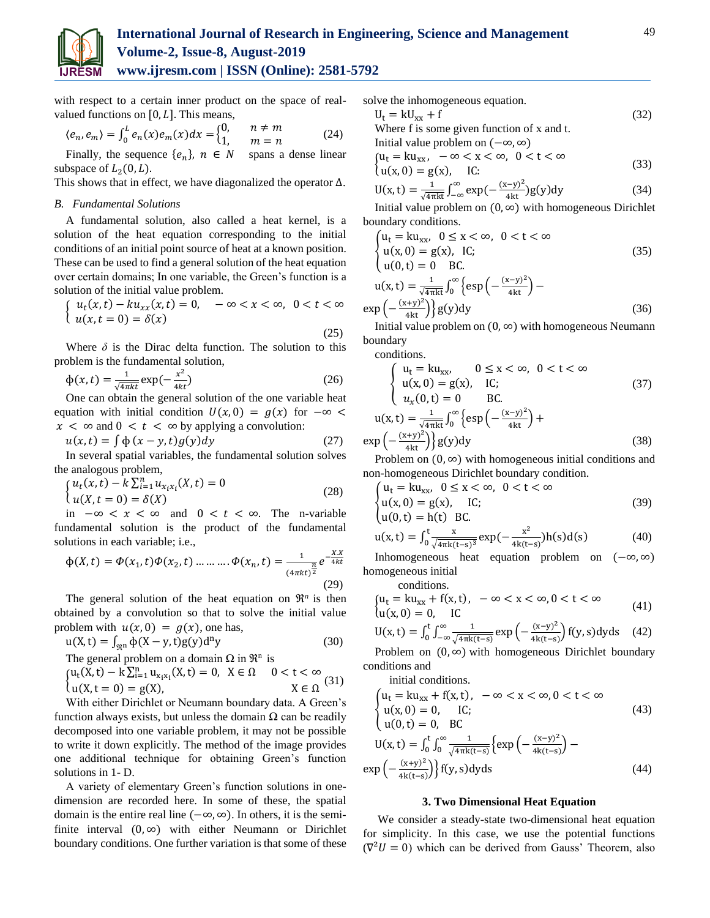with respect to a certain inner product on the space of real-valued functions on $[0, L]$. This means,

$$\langle e_n, e_m \rangle = \int_0^L e_n(x)e_m(x)dx = \begin{cases} 0, & n \neq m \\ 1, & m = n \end{cases} \quad (24)$$

Finally, the sequence $\{e_n\}$, $n \in N$ spans a dense linear subspace of $L_2(0, L)$.

This shows that in effect, we have diagonalized the operator $\Delta$.

### B. Fundamental Solutions

A fundamental solution, also called a heat kernel, is a solution of the heat equation corresponding to the initial conditions of an initial point source of heat at a known position. These can be used to find a general solution of the heat equation over certain domains; In one variable, the Green's function is a solution of the initial value problem.

$$\begin{cases} u_t(x,t) - k u_{xx}(x,t) = 0, & -\infty < x < \infty, \ 0 < t < \infty \\ u(x, t=0) = \delta(x) \end{cases} \quad (25)$$

Where $\delta$ is the Dirac delta function. The solution to this problem is the fundamental solution,

$$\phi(x,t) = \frac{1}{\sqrt{4\pi kt}} \exp\left(-\frac{x^2}{4kt}\right) \quad (26)$$

One can obtain the general solution of the one variable heat equation with initial condition $U(x, 0) = g(x)$ for $-\infty < x < \infty$ and $0 < t < \infty$ by applying a convolution:

$$u(x,t) = \int \phi(x-y, t) g(y) dy \quad (27)$$

In several spatial variables, the fundamental solution solves the analogous problem,

$$\begin{cases} u_t(x,t) - k \sum_{i=1}^n u_{x_i x_i}(X,t) = 0 \\ u(X, t=0) = \delta(X) \end{cases} \quad (28)$$

in $-\infty < x < \infty$ and $0 < t < \infty$. The n-variable fundamental solution is the product of the fundamental solutions in each variable; i.e.,

$$\phi(X,t) = \Phi(x_1,t)\Phi(x_2,t) \ldots \ldots \ldots \Phi(x_n,t) = \frac{1}{(4\pi kt)^{\frac{n}{2}}} e^{-\frac{X.X}{4kt}} \quad (29)$$

The general solution of the heat equation on $\Re^n$ is then obtained by a convolution so that to solve the initial value problem with $u(x, 0) = g(x)$, one has,

$$u(X,t) = \int_{\Re^n} \phi(X-y, t) g(y) d^n y \quad (30)$$

The general problem on a domain $\Omega$ in $\Re^n$ is

$$\begin{cases} u_t(X,t) - k \sum_{i=1}^n u_{x_i x_i}(X,t) = 0, & X \in \Omega \quad 0 < t < \infty \\ u(X, t=0) = g(X), & X \in \Omega \end{cases} \quad (31)$$

With either Dirichlet or Neumann boundary data. A Green's function always exists, but unless the domain $\Omega$ can be readily decomposed into one variable problem, it may not be possible to write it down explicitly. The method of the image provides one additional technique for obtaining Green's function solutions in 1- D.

A variety of elementary Green's function solutions in one-dimension are recorded here. In some of these, the spatial domain is the entire real line $(-\infty, \infty)$. In others, it is the semi-finite interval $(0, \infty)$ with either Neumann or Dirichlet boundary conditions. One further variation is that some of these solve the inhomogeneous equation.

$$U_t = k U_{xx} + f \quad (32)$$

Where f is some given function of x and t.

Initial value problem on $(-\infty, \infty)$

$$\begin{cases} u_t = k u_{xx}, & -\infty < x < \infty, \ 0 < t < \infty \\ u(x, 0) = g(x), & \text{IC:} \end{cases} \quad (33)$$

$$U(x,t) = \frac{1}{\sqrt{4\pi kt}} \int_{-\infty}^{\infty} \exp\left(-\frac{(x-y)^2}{4kt}\right) g(y) dy \quad (34)$$

Initial value problem on $(0, \infty)$ with homogeneous Dirichlet boundary conditions.

$$\begin{cases} u_t = k u_{xx}, & 0 \leq x < \infty, \ 0 < t < \infty \\ u(x, 0) = g(x), & \text{IC;} \\ u(0, t) = 0 & \text{BC.} \end{cases} \quad (35)$$

$$u(x,t) = \frac{1}{\sqrt{4\pi kt}} \int_0^{\infty} \left\{ \text{esp}\left(-\frac{(x-y)^2}{4kt}\right) - \exp\left(-\frac{(x+y)^2}{4kt}\right) \right\} g(y) dy \quad (36)$$

Initial value problem on $(0, \infty)$ with homogeneous Neumann boundary conditions.

$$\begin{cases} u_t = k u_{xx}, & 0 \leq x < \infty, \ 0 < t < \infty \\ u(x, 0) = g(x), & \text{IC;} \\ u_x(0, t) = 0 & \text{BC.} \end{cases} \quad (37)$$

$$u(x,t) = \frac{1}{\sqrt{4\pi kt}} \int_0^{\infty} \left\{ \text{esp}\left(-\frac{(x-y)^2}{4kt}\right) + \exp\left(-\frac{(x+y)^2}{4kt}\right) \right\} g(y) dy \quad (38)$$

Problem on $(0, \infty)$ with homogeneous initial conditions and non-homogeneous Dirichlet boundary condition.

$$\begin{cases} u_t = k u_{xx}, & 0 \leq x < \infty, \ 0 < t < \infty \\ u(x, 0) = g(x), & \text{IC;} \\ u(0, t) = h(t) & \text{BC.} \end{cases} \quad (39)$$

$$u(x,t) = \int_0^t \frac{x}{\sqrt{4\pi k(t-s)^3}} \exp\left(-\frac{x^2}{4k(t-s)}\right) h(s) d(s) \quad (40)$$

Inhomogeneous heat equation problem on $(-\infty, \infty)$ homogeneous initial conditions.

$$\begin{cases} u_t = k u_{xx} + f(x,t), & -\infty < x < \infty, 0 < t < \infty \\ u(x, 0) = 0, & \text{IC} \end{cases} \quad (41)$$

$$U(x,t) = \int_0^t \int_{-\infty}^{\infty} \frac{1}{\sqrt{4\pi k(t-s)}} \exp\left(-\frac{(x-y)^2}{4k(t-s)}\right) f(y,s) dy ds \quad (42)$$

Problem on $(0, \infty)$ with homogeneous Dirichlet boundary conditions and initial conditions.

$$\begin{cases} u_t = k u_{xx} + f(x,t), & -\infty < x < \infty, 0 < t < \infty \\ u(x, 0) = 0, & \text{IC;} \\ u(0, t) = 0, & \text{BC} \end{cases} \quad (43)$$

$$U(x,t) = \int_0^t \int_0^{\infty} \frac{1}{\sqrt{4\pi k(t-s)}} \left\{ \exp\left(-\frac{(x-y)^2}{4k(t-s)}\right) - \exp\left(-\frac{(x+y)^2}{4k(t-s)}\right) \right\} f(y,s) dy ds \quad (44)$$

## 3. Two Dimensional Heat Equation

We consider a steady-state two-dimensional heat equation for simplicity. In this case, we use the potential functions ($\nabla^2 U = 0$) which can be derived from Gauss' Theorem, also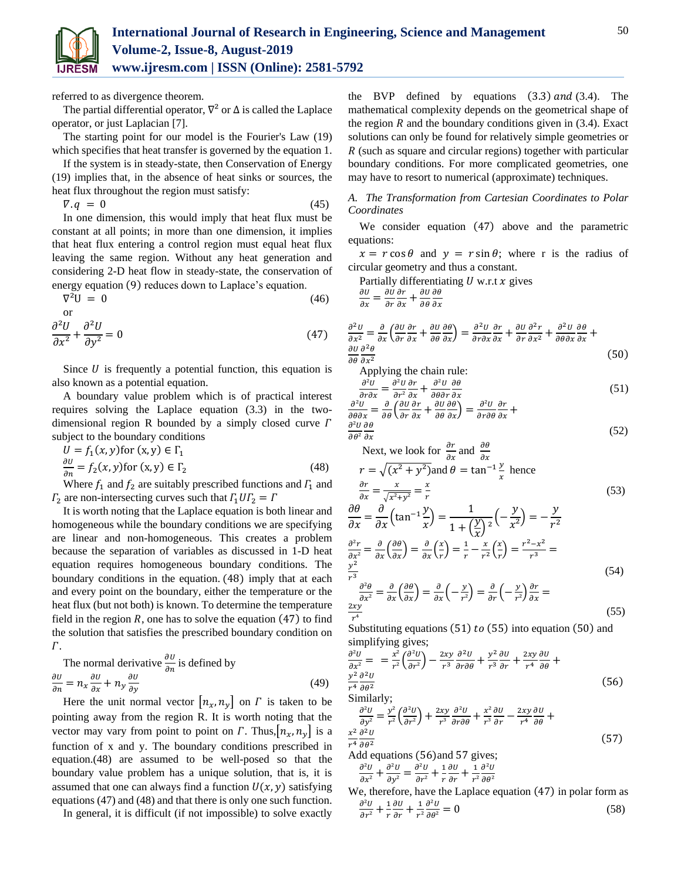referred to as divergence theorem.

The partial differential operator, $\nabla^2$ or $\Delta$ is called the Laplace operator, or just Laplacian [7].

The starting point for our model is the Fourier's Law (19) which specifies that heat transfer is governed by the equation 1.

If the system is in steady-state, then Conservation of Energy (19) implies that, in the absence of heat sinks or sources, the heat flux throughout the region must satisfy:

$$\nabla . q = 0 \tag{45}$$

In one dimension, this would imply that heat flux must be constant at all points; in more than one dimension, it implies that heat flux entering a control region must equal heat flux leaving the same region. Without any heat generation and considering 2-D heat flow in steady-state, the conservation of energy equation (9) reduces down to Laplace's equation.

$$\nabla^2 U = 0 \tag{46}$$

or

$$\frac{\partial^2 U}{\partial x^2} + \frac{\partial^2 U}{\partial y^2} = 0 \tag{47}$$

Since $U$ is frequently a potential function, this equation is also known as a potential equation.

A boundary value problem which is of practical interest requires solving the Laplace equation (3.3) in the two-dimensional region R bounded by a simply closed curve $\Gamma$ subject to the boundary conditions

$$U = f_1(x, y) \text{for } (x, y) \in \Gamma_1$$
$$\frac{\partial U}{\partial n} = f_2(x, y) \text{for } (x, y) \in \Gamma_2 \tag{48}$$

Where $f_1$ and $f_2$ are suitably prescribed functions and $\Gamma_1$ and $\Gamma_2$ are non-intersecting curves such that $\Gamma_1 U \Gamma_2 = \Gamma$

It is worth noting that the Laplace equation is both linear and homogeneous while the boundary conditions we are specifying are linear and non-homogeneous. This creates a problem because the separation of variables as discussed in 1-D heat equation requires homogeneous boundary conditions. The boundary conditions in the equation. (48) imply that at each and every point on the boundary, either the temperature or the heat flux (but not both) is known. To determine the temperature field in the region $R$, one has to solve the equation (47) to find the solution that satisfies the prescribed boundary condition on $\Gamma$.

The normal derivative $\frac{\partial U}{\partial n}$ is defined by

$$\frac{\partial U}{\partial n} = n_x \frac{\partial U}{\partial x} + n_y \frac{\partial U}{\partial y} \tag{49}$$

Here the unit normal vector $[n_x, n_y]$ on $\Gamma$ is taken to be pointing away from the region R. It is worth noting that the vector may vary from point to point on $\Gamma$. Thus, $[n_x, n_y]$ is a function of x and y. The boundary conditions prescribed in equation.(48) are assumed to be well-posed so that the boundary value problem has a unique solution, that is, it is assumed that one can always find a function $U(x, y)$ satisfying equations (47) and (48) and that there is only one such function.

In general, it is difficult (if not impossible) to solve exactly the BVP defined by equations $(3.3)$ *and* $(3.4)$. The mathematical complexity depends on the geometrical shape of the region $R$ and the boundary conditions given in (3.4). Exact solutions can only be found for relatively simple geometries or $R$ (such as square and circular regions) together with particular boundary conditions. For more complicated geometries, one may have to resort to numerical (approximate) techniques.

### *A. The Transformation from Cartesian Coordinates to Polar Coordinates*

We consider equation (47) above and the parametric equations:

$x = r\cos\theta$ and $y = r\sin\theta$; where r is the radius of circular geometry and thus a constant.

Partially differentiating $U$ w.r.t $x$ gives

$$\frac{\partial U}{\partial x} = \frac{\partial U}{\partial r}\frac{\partial r}{\partial x} + \frac{\partial U}{\partial \theta}\frac{\partial \theta}{\partial x}$$

$$\frac{\partial^2 U}{\partial x^2} = \frac{\partial}{\partial x}\left(\frac{\partial U}{\partial r}\frac{\partial r}{\partial x} + \frac{\partial U}{\partial \theta}\frac{\partial \theta}{\partial x}\right) = \frac{\partial^2 U}{\partial r \partial x}\frac{\partial r}{\partial x} + \frac{\partial U}{\partial r}\frac{\partial^2 r}{\partial x^2} + \frac{\partial^2 U}{\partial \theta \partial x}\frac{\partial \theta}{\partial x} + \frac{\partial U}{\partial \theta}\frac{\partial^2 \theta}{\partial x^2} \tag{50}$$

Applying the chain rule:

$$\frac{\partial^2 U}{\partial r \partial x} = \frac{\partial^2 U}{\partial r^2}\frac{\partial r}{\partial x} + \frac{\partial^2 U}{\partial \theta \partial r}\frac{\partial \theta}{\partial x} \tag{51}$$

$$\frac{\partial^2 U}{\partial \theta \partial x} = \frac{\partial}{\partial \theta}\left(\frac{\partial U}{\partial r}\frac{\partial r}{\partial x} + \frac{\partial U}{\partial \theta}\frac{\partial \theta}{\partial x}\right) = \frac{\partial^2 U}{\partial r \partial \theta}\frac{\partial r}{\partial x} + \frac{\partial^2 U}{\partial \theta^2}\frac{\partial \theta}{\partial x} \tag{52}$$

Next, we look for $\frac{\partial r}{\partial x}$ and $\frac{\partial \theta}{\partial x}$

$r = \sqrt{(x^2 + y^2)}$ and $\theta = \tan^{-1}\frac{y}{x}$ hence

$$\frac{\partial r}{\partial x} = \frac{x}{\sqrt{x^2 + y^2}} = \frac{x}{r} \tag{53}$$

$$\frac{\partial \theta}{\partial x} = \frac{\partial}{\partial x}\left(\tan^{-1}\frac{y}{x}\right) = \frac{1}{1 + \left(\frac{y}{x}\right)^2}\left(-\frac{y}{x^2}\right) = -\frac{y}{r^2}$$

$$\frac{\partial^2 r}{\partial x^2} = \frac{\partial}{\partial x}\left(\frac{\partial \theta}{\partial x}\right) = \frac{\partial}{\partial x}\left(\frac{x}{r}\right) = \frac{1}{r} - \frac{x}{r^2}\left(\frac{x}{r}\right) = \frac{r^2 - x^2}{r^3} = \frac{y^2}{r^3} \tag{54}$$

$$\frac{\partial^2 \theta}{\partial x^2} = \frac{\partial}{\partial x}\left(\frac{\partial \theta}{\partial x}\right) = \frac{\partial}{\partial x}\left(-\frac{y}{r^2}\right) = \frac{\partial}{\partial r}\left(-\frac{y}{r^2}\right)\frac{\partial r}{\partial x} = \frac{2xy}{r^4} \tag{55}$$

Substituting equations $(51)$ *to* $(55)$ into equation $(50)$ and simplifying gives;

$$\frac{\partial^2 U}{\partial x^2} = \frac{x^2}{r^2}\left(\frac{\partial^2 U}{\partial r^2}\right) - \frac{2xy}{r^3}\frac{\partial^2 U}{\partial r \partial \theta} + \frac{y^2}{r^3}\frac{\partial U}{\partial r} + \frac{2xy}{r^4}\frac{\partial U}{\partial \theta} + \frac{y^2}{r^4}\frac{\partial^2 U}{\partial \theta^2} \tag{56}$$

Similarly;

$$\frac{\partial^2 U}{\partial y^2} = \frac{y^2}{r^2}\left(\frac{\partial^2 U}{\partial r^2}\right) + \frac{2xy}{r^3}\frac{\partial^2 U}{\partial r \partial \theta} + \frac{x^2}{r^3}\frac{\partial U}{\partial r} - \frac{2xy}{r^4}\frac{\partial U}{\partial \theta} + \frac{x^2}{r^4}\frac{\partial^2 U}{\partial \theta^2} \tag{57}$$

Add equations (56) and 57 gives;

$$\frac{\partial^2 U}{\partial x^2} + \frac{\partial^2 U}{\partial y^2} = \frac{\partial^2 U}{\partial r^2} + \frac{1}{r}\frac{\partial U}{\partial r} + \frac{1}{r^2}\frac{\partial^2 U}{\partial \theta^2}$$

We, therefore, have the Laplace equation (47) in polar form as

$$\frac{\partial^2 U}{\partial r^2} + \frac{1}{r}\frac{\partial U}{\partial r} + \frac{1}{r^2}\frac{\partial^2 U}{\partial \theta^2} = 0 \tag{58}$$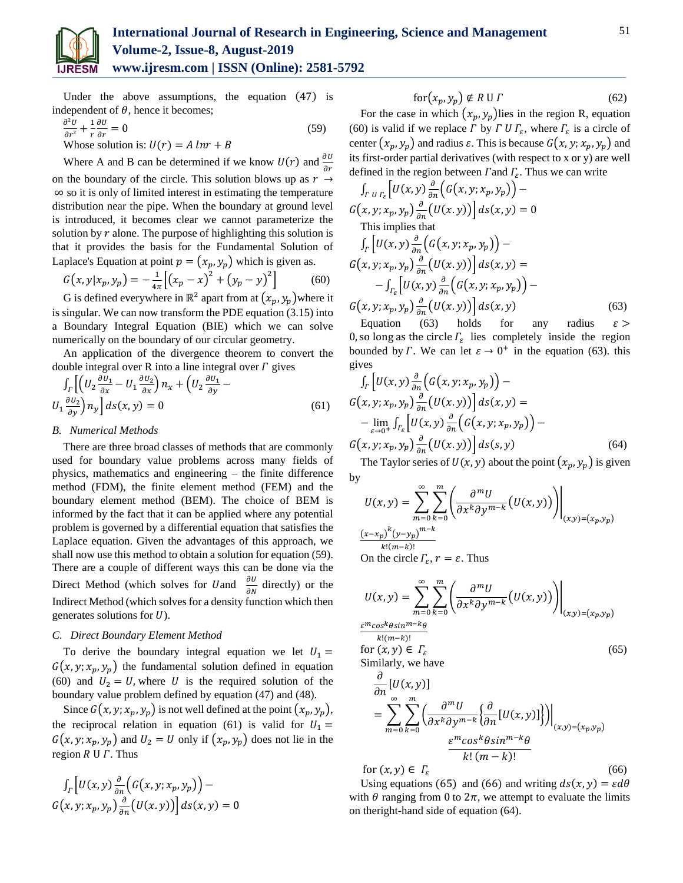Under the above assumptions, the equation (47) is independent of $\theta$, hence it becomes;

$$\frac{\partial^2 U}{\partial r^2} + \frac{1}{r}\frac{\partial U}{\partial r} = 0 \tag{59}$$

Whose solution is: $U(r) = A\, lnr + B$

Where A and B can be determined if we know $U(r)$ and $\frac{\partial U}{\partial r}$ on the boundary of the circle. This solution blows up as $r \to \infty$ so it is only of limited interest in estimating the temperature distribution near the pipe. When the boundary at ground level is introduced, it becomes clear we cannot parameterize the solution by $r$ alone. The purpose of highlighting this solution is that it provides the basis for the Fundamental Solution of Laplace's Equation at point $p = (x_p, y_p)$ which is given as.

$$G(x, y|x_p, y_p) = -\frac{1}{4\pi}\left[\left(x_p - x\right)^2 + \left(y_p - y\right)^2\right] \tag{60}$$

G is defined everywhere in $\mathbb{R}^2$ apart from at $(x_p, y_p)$ where it is singular. We can now transform the PDE equation (3.15) into a Boundary Integral Equation (BIE) which we can solve numerically on the boundary of our circular geometry.

An application of the divergence theorem to convert the double integral over R into a line integral over $\Gamma$ gives

$$\int_{\Gamma}\left[\left(U_2\frac{\partial U_1}{\partial x} - U_1\frac{\partial U_2}{\partial x}\right)n_x + \left(U_2\frac{\partial U_1}{\partial y} - U_1\frac{\partial U_2}{\partial y}\right)n_y\right]ds(x, y) = 0 \tag{61}$$

### B. Numerical Methods

There are three broad classes of methods that are commonly used for boundary value problems across many fields of physics, mathematics and engineering – the finite difference method (FDM), the finite element method (FEM) and the boundary element method (BEM). The choice of BEM is informed by the fact that it can be applied where any potential problem is governed by a differential equation that satisfies the Laplace equation. Given the advantages of this approach, we shall now use this method to obtain a solution for equation (59). There are a couple of different ways this can be done via the Direct Method (which solves for $U$ and $\frac{\partial U}{\partial N}$ directly) or the Indirect Method (which solves for a density function which then generates solutions for $U$).

### C. Direct Boundary Element Method

To derive the boundary integral equation we let $U_1 = G(x, y; x_p, y_p)$ the fundamental solution defined in equation (60) and $U_2 = U$, where $U$ is the required solution of the boundary value problem defined by equation (47) and (48).

Since $G(x, y; x_p, y_p)$ is not well defined at the point $(x_p, y_p)$, the reciprocal relation in equation (61) is valid for $U_1 = G(x, y; x_p, y_p)$ and $U_2 = U$ only if $(x_p, y_p)$ does not lie in the region $R \cup \Gamma$. Thus

$$\int_{\Gamma}\left[U(x, y)\frac{\partial}{\partial n}\left(G(x, y; x_p, y_p)\right) - G(x, y; x_p, y_p)\frac{\partial}{\partial n}\left(U(x.y)\right)\right]ds(x, y) = 0$$

$$\text{for}(x_p, y_p) \notin R \cup \Gamma \tag{62}$$

For the case in which $(x_p, y_p)$ lies in the region R, equation (60) is valid if we replace $\Gamma$ by $\Gamma \cup \Gamma_\varepsilon$, where $\Gamma_\varepsilon$ is a circle of center $(x_p, y_p)$ and radius $\varepsilon$. This is because $G(x, y; x_p, y_p)$ and its first-order partial derivatives (with respect to x or y) are well defined in the region between $\Gamma$ and $\Gamma_\varepsilon$. Thus we can write

$$\int_{\Gamma \cup \Gamma_\varepsilon}\left[U(x, y)\frac{\partial}{\partial n}\left(G(x, y; x_p, y_p)\right) - G(x, y; x_p, y_p)\frac{\partial}{\partial n}\left(U(x.y)\right)\right]ds(x, y) = 0$$

This implies that

$$\int_{\Gamma}\left[U(x, y)\frac{\partial}{\partial n}\left(G(x, y; x_p, y_p)\right) - G(x, y; x_p, y_p)\frac{\partial}{\partial n}\left(U(x.y)\right)\right]ds(x, y) = -\int_{\Gamma_\varepsilon}\left[U(x, y)\frac{\partial}{\partial n}\left(G(x, y; x_p, y_p)\right) - G(x, y; x_p, y_p)\frac{\partial}{\partial n}\left(U(x.y)\right)\right]ds(x, y) \tag{63}$$

Equation (63) holds for any radius $\varepsilon > 0$, so long as the circle $\Gamma_\varepsilon$ lies completely inside the region bounded by $\Gamma$. We can let $\varepsilon \to 0^+$ in the equation (63). this gives

$$\int_{\Gamma}\left[U(x, y)\frac{\partial}{\partial n}\left(G(x, y; x_p, y_p)\right) - G(x, y; x_p, y_p)\frac{\partial}{\partial n}\left(U(x.y)\right)\right]ds(x, y) = -\lim_{\varepsilon \to 0^+}\int_{\Gamma_\varepsilon}\left[U(x, y)\frac{\partial}{\partial n}\left(G(x, y; x_p, y_p)\right) - G(x, y; x_p, y_p)\frac{\partial}{\partial n}\left(U(x.y)\right)\right]ds(s, y) \tag{64}$$

The Taylor series of $U(x, y)$ about the point $(x_p, y_p)$ is given by

$$U(x, y) = \sum_{m=0}^{\infty}\sum_{k=0}^{m}\left(\frac{\partial^m U}{\partial x^k \partial y^{m-k}}\left(U(x, y)\right)\right)\Bigg|_{(x,y)=(x_p,y_p)}\frac{(x - x_p)^k (y - y_p)^{m-k}}{k!(m-k)!}$$

On the circle $\Gamma_\varepsilon$, $r = \varepsilon$. Thus

$$U(x, y) = \sum_{m=0}^{\infty}\sum_{k=0}^{m}\left(\frac{\partial^m U}{\partial x^k \partial y^{m-k}}\left(U(x, y)\right)\right)\Bigg|_{(x,y)=(x_p,y_p)}\frac{\varepsilon^m cos^k\theta sin^{m-k}\theta}{k!(m-k)!}$$

$$\text{for } (x, y) \in \Gamma_\varepsilon \tag{65}$$

Similarly, we have

$$\frac{\partial}{\partial n}[U(x, y)] = \sum_{m=0}^{\infty}\sum_{k=0}^{m}\left(\frac{\partial^m U}{\partial x^k \partial y^{m-k}}\left\{\frac{\partial}{\partial n}[U(x, y)]\right\}\right)\Bigg|_{(x,y)=(x_p,y_p)}\frac{\varepsilon^m cos^k\theta sin^{m-k}\theta}{k!\,(m-k)!}$$

$$\text{for } (x, y) \in \Gamma_\varepsilon \tag{66}$$

Using equations (65) and (66) and writing $ds(x, y) = \varepsilon d\theta$ with $\theta$ ranging from 0 to $2\pi$, we attempt to evaluate the limits on theright-hand side of equation (64).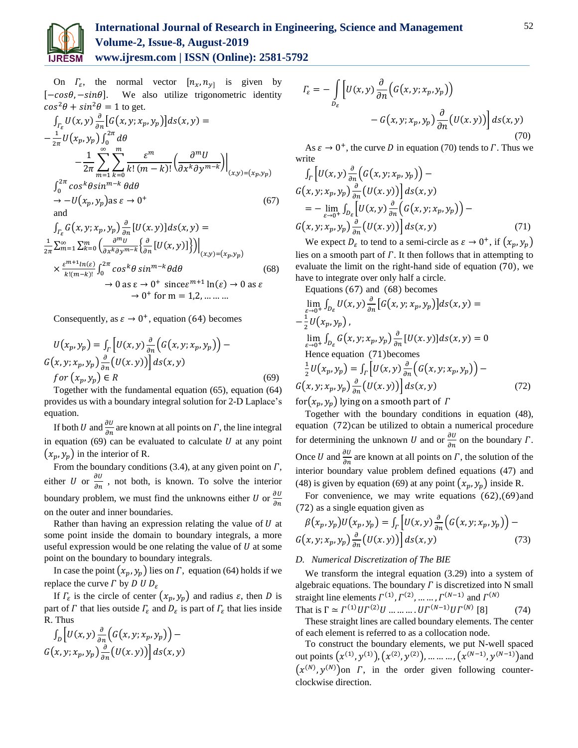On $\Gamma_\varepsilon$, the normal vector $[n_x, n_y]$ is given by $[-cos\theta, -sin\theta]$. We also utilize trigonometric identity $cos^2\theta + sin^2\theta = 1$ to get.

$$\int_{\Gamma_\varepsilon} U(x,y)\frac{\partial}{\partial n}\left[G(x,y;x_p,y_p)\right]ds(x,y) = -\frac{1}{2\pi}U(x_p,y_p)\int_0^{2\pi} d\theta - \frac{1}{2\pi}\sum_{m=1}^{\infty}\sum_{k=0}^{m}\frac{\varepsilon^m}{k!\,(m-k)!}\left(\frac{\partial^m U}{\partial x^k \partial y^{m-k}}\right)\Bigg|_{(x,y)=(x_p,y_p)} \int_0^{2\pi} cos^k\theta sin^{m-k}\theta d\theta \to -U(x_p,y_p) \text{as } \varepsilon \to 0^+ \tag{67}$$

and

$$\int_{\Gamma_\varepsilon} G(x,y;x_p,y_p)\frac{\partial}{\partial n}[U(x.y)]ds(x,y) = \frac{1}{2\pi}\sum_{m=1}^{\infty}\sum_{k=0}^{m}\left(\frac{\partial^m U}{\partial x^k \partial y^{m-k}}\left\{\frac{\partial}{\partial n}[U(x,y)]\right\}\right)\Bigg|_{(x,y)=(x_p,y_p)} \times \frac{\varepsilon^{m+1}ln(\varepsilon)}{k!(m-k)!}\int_0^{2\pi} cos^k\theta\, sin^{m-k}\theta d\theta \tag{68}$$

$\to 0$ as $\varepsilon \to 0^+$ since $\varepsilon^{m+1}\ln(\varepsilon) \to 0$ as $\varepsilon \to 0^+$ for m = 1,2, ……….

Consequently, as $\varepsilon \to 0^+$, equation (64) becomes

$$U(x_p,y_p) = \int_\Gamma \left[U(x,y)\frac{\partial}{\partial n}\left(G(x,y;x_p,y_p)\right) - G(x,y;x_p,y_p)\frac{\partial}{\partial n}\left(U(x.y)\right)\right]ds(x,y) \quad for\ (x_p,y_p) \in R \tag{69}$$

Together with the fundamental equation (65), equation (64) provides us with a boundary integral solution for 2-D Laplace's equation.

If both $U$ and $\frac{\partial U}{\partial n}$ are known at all points on $\Gamma$, the line integral in equation (69) can be evaluated to calculate $U$ at any point $(x_p, y_p)$ in the interior of R.

From the boundary conditions (3.4), at any given point on $\Gamma$, either $U$ or $\frac{\partial U}{\partial n}$ , not both, is known. To solve the interior boundary problem, we must find the unknowns either $U$ or $\frac{\partial U}{\partial n}$ on the outer and inner boundaries.

Rather than having an expression relating the value of $U$ at some point inside the domain to boundary integrals, a more useful expression would be one relating the value of $U$ at some point on the boundary to boundary integrals.

In case the point $(x_p, y_p)$ lies on $\Gamma$, equation (64) holds if we replace the curve $\Gamma$ by $D\ U\ D_\varepsilon$

If $\Gamma_\varepsilon$ is the circle of center $(x_p, y_p)$ and radius $\varepsilon$, then $D$ is part of $\Gamma$ that lies outside $\Gamma_\varepsilon$ and $D_\varepsilon$ is part of $\Gamma_\varepsilon$ that lies inside R. Thus

$$\int_D \left[U(x,y)\frac{\partial}{\partial n}\left(G(x,y;x_p,y_p)\right) - G(x,y;x_p,y_p)\frac{\partial}{\partial n}\left(U(x.y)\right)\right]ds(x,y)$$

$$\Gamma_\varepsilon = -\int_{D_\varepsilon}\left[U(x,y)\frac{\partial}{\partial n}\left(G(x,y;x_p,y_p)\right) - G(x,y;x_p,y_p)\frac{\partial}{\partial n}\left(U(x.y)\right)\right]ds(x,y) \tag{70}$$

As $\varepsilon \to 0^+$, the curve $D$ in equation (70) tends to $\Gamma$. Thus we write

$$\int_\Gamma \left[U(x,y)\frac{\partial}{\partial n}\left(G(x,y;x_p,y_p)\right) - G(x,y;x_p,y_p)\frac{\partial}{\partial n}\left(U(x.y)\right)\right]ds(x,y) = -\lim_{\varepsilon\to 0^+}\int_{D_\varepsilon}\left[U(x,y)\frac{\partial}{\partial n}\left(G(x,y;x_p,y_p)\right) - G(x,y;x_p,y_p)\frac{\partial}{\partial n}\left(U(x.y)\right)\right]ds(x,y) \tag{71}$$

We expect $D_\varepsilon$ to tend to a semi-circle as $\varepsilon \to 0^+$, if $(x_p, y_p)$ lies on a smooth part of $\Gamma$. It then follows that in attempting to evaluate the limit on the right-hand side of equation (70), we have to integrate over only half a circle.

Equations (67) and (68) becomes

$$\lim_{\varepsilon\to 0^+}\int_{D_\varepsilon} U(x,y)\frac{\partial}{\partial n}\left[G(x,y;x_p,y_p)\right]ds(x,y) = -\frac{1}{2}U(x_p,y_p),$$

$$\lim_{\varepsilon\to 0^+}\int_{D_\varepsilon} G(x,y;x_p,y_p)\frac{\partial}{\partial n}[U(x.y)]ds(x,y) = 0$$

Hence equation (71)becomes

$$\frac{1}{2}U(x_p,y_p) = \int_\Gamma \left[U(x,y)\frac{\partial}{\partial n}\left(G(x,y;x_p,y_p)\right) - G(x,y;x_p,y_p)\frac{\partial}{\partial n}\left(U(x.y)\right)\right]ds(x,y) \tag{72}$$

for $(x_p, y_p)$ lying on a smooth part of $\Gamma$

Together with the boundary conditions in equation (48), equation (72)can be utilized to obtain a numerical procedure for determining the unknown $U$ and or $\frac{\partial U}{\partial n}$ on the boundary $\Gamma$. Once $U$ and $\frac{\partial U}{\partial n}$ are known at all points on $\Gamma$, the solution of the interior boundary value problem defined equations (47) and (48) is given by equation (69) at any point $(x_p, y_p)$ inside R.

For convenience, we may write equations (62),(69)and (72) as a single equation given as

$$\beta(x_p,y_p)U(x_p,y_p) = \int_\Gamma \left[U(x,y)\frac{\partial}{\partial n}\left(G(x,y;x_p,y_p)\right) - G(x,y;x_p,y_p)\frac{\partial}{\partial n}\left(U(x.y)\right)\right]ds(x,y) \tag{73}$$

### *D. Numerical Discretization of The BIE*

We transform the integral equation (3.29) into a system of algebraic equations. The boundary $\Gamma$ is discretized into N small straight line elements $\Gamma^{(1)}, \Gamma^{(2)}, \dots\dots, \Gamma^{(N-1)}$ and $\Gamma^{(N)}$

That is $\Gamma \simeq \Gamma^{(1)}U\Gamma^{(2)}U \dots\dots\dots . U\Gamma^{(N-1)}U\Gamma^{(N)}$ [8] (74)

These straight lines are called boundary elements. The center of each element is referred to as a collocation node.

To construct the boundary elements, we put N-well spaced out points $(x^{(1)}, y^{(1)}), (x^{(2)}, y^{(2)}), \dots\dots\dots, (x^{(N-1)}, y^{(N-1)})$ and $(x^{(N)}, y^{(N)})$ on $\Gamma$, in the order given following counter-clockwise direction.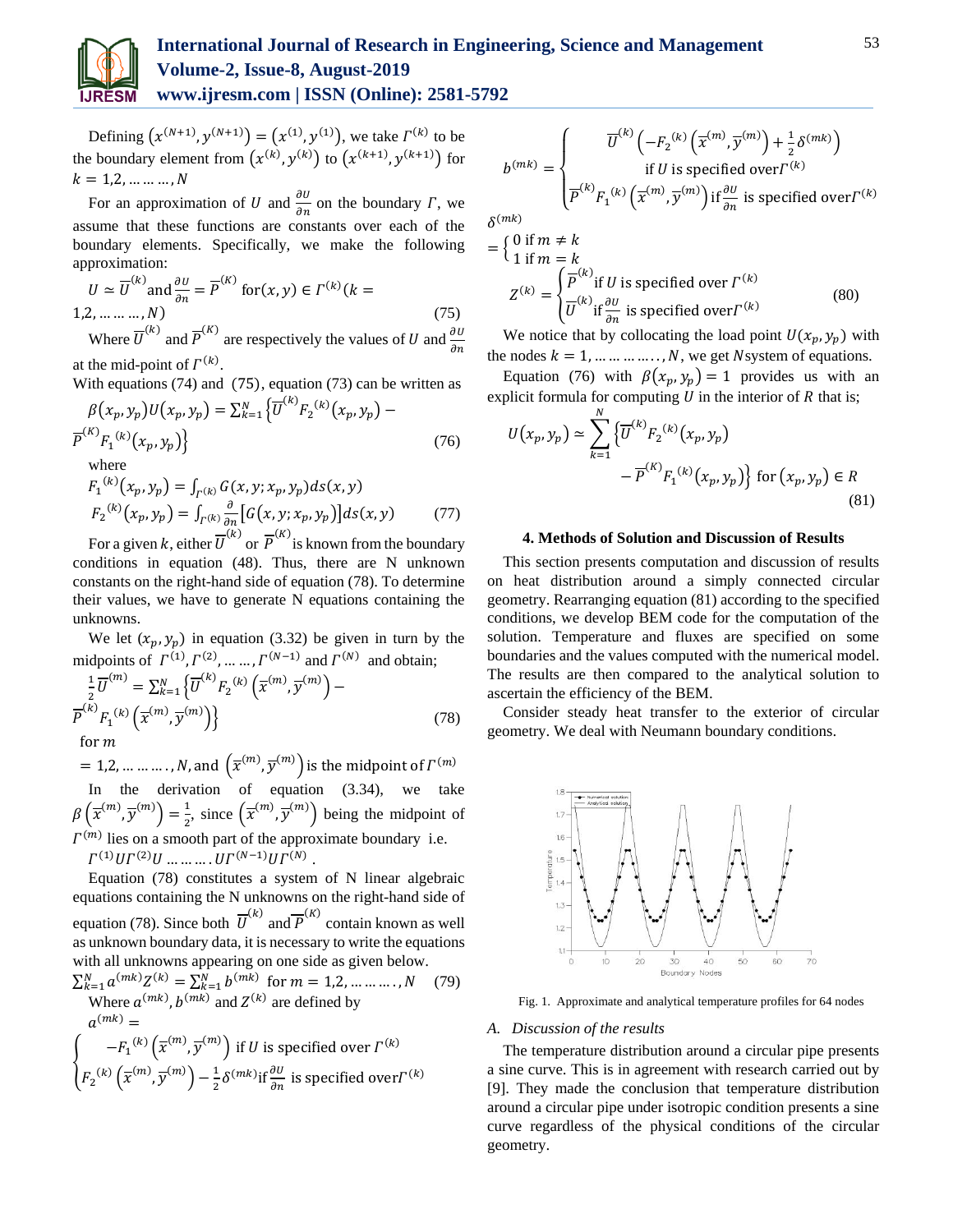Defining $\left(x^{(N+1)}, y^{(N+1)}\right) = \left(x^{(1)}, y^{(1)}\right)$, we take $\Gamma^{(k)}$ to be the boundary element from $\left(x^{(k)}, y^{(k)}\right)$ to $\left(x^{(k+1)}, y^{(k+1)}\right)$ for $k = 1,2, \dots\dots\dots, N$

For an approximation of $U$ and $\frac{\partial U}{\partial n}$ on the boundary $\Gamma$, we assume that these functions are constants over each of the boundary elements. Specifically, we make the following approximation:

$$U \simeq \overline{U}^{(k)} \text{ and } \frac{\partial U}{\partial n} = \overline{P}^{(K)} \text{ for } (x, y) \in \Gamma^{(k)} (k = 1,2, \dots\dots\dots, N) \tag{75}$$

Where $\overline{U}^{(k)}$ and $\overline{P}^{(K)}$ are respectively the values of $U$ and $\frac{\partial U}{\partial n}$ at the mid-point of $\Gamma^{(k)}$.

With equations (74) and (75), equation (73) can be written as

$$\beta(x_p, y_p) U(x_p, y_p) = \sum_{k=1}^{N} \left\{ \overline{U}^{(k)} F_2{}^{(k)}(x_p, y_p) - \overline{P}^{(K)} F_1{}^{(k)}(x_p, y_p) \right\} \tag{76}$$

where

$$F_1{}^{(k)}(x_p, y_p) = \int_{\Gamma^{(k)}} G(x, y; x_p, y_p) ds(x, y)$$
$$F_2{}^{(k)}(x_p, y_p) = \int_{\Gamma^{(k)}} \frac{\partial}{\partial n}\left[G(x, y; x_p, y_p)\right] ds(x, y) \tag{77}$$

For a given $k$, either $\overline{U}^{(k)}$ or $\overline{P}^{(K)}$ is known from the boundary conditions in equation (48). Thus, there are N unknown constants on the right-hand side of equation (78). To determine their values, we have to generate N equations containing the unknowns.

We let $(x_p, y_p)$ in equation (3.32) be given in turn by the midpoints of $\Gamma^{(1)}, \Gamma^{(2)}, \dots\dots, \Gamma^{(N-1)}$ and $\Gamma^{(N)}$ and obtain;

$$\frac{1}{2}\overline{U}^{(m)} = \sum_{k=1}^{N} \left\{ \overline{U}^{(k)} F_2{}^{(k)}\left(\overline{x}^{(m)}, \overline{y}^{(m)}\right) - \overline{P}^{(k)} F_1{}^{(k)}\left(\overline{x}^{(m)}, \overline{y}^{(m)}\right) \right\} \tag{78}$$

for $m = 1,2, \dots\dots\dots, N$, and $\left(\overline{x}^{(m)}, \overline{y}^{(m)}\right)$ is the midpoint of $\Gamma^{(m)}$

In the derivation of equation (3.34), we take $\beta\left(\overline{x}^{(m)}, \overline{y}^{(m)}\right) = \frac{1}{2}$, since $\left(\overline{x}^{(m)}, \overline{y}^{(m)}\right)$ being the midpoint of $\Gamma^{(m)}$ lies on a smooth part of the approximate boundary i.e. $\Gamma^{(1)} U \Gamma^{(2)} U \dots\dots\dots U \Gamma^{(N-1)} U \Gamma^{(N)}$.

Equation (78) constitutes a system of N linear algebraic equations containing the N unknowns on the right-hand side of equation (78). Since both $\overline{U}^{(k)}$ and $\overline{P}^{(K)}$ contain known as well as unknown boundary data, it is necessary to write the equations with all unknowns appearing on one side as given below.

$$\sum_{k=1}^{N} a^{(mk)} Z^{(k)} = \sum_{k=1}^{N} b^{(mk)} \text{ for } m = 1,2, \dots\dots\dots, N \tag{79}$$

Where $a^{(mk)}, b^{(mk)}$ and $Z^{(k)}$ are defined by

$$a^{(mk)} = \begin{cases} -F_1{}^{(k)}\left(\overline{x}^{(m)}, \overline{y}^{(m)}\right) \text{ if } U \text{ is specified over } \Gamma^{(k)} \\ F_2{}^{(k)}\left(\overline{x}^{(m)}, \overline{y}^{(m)}\right) - \frac{1}{2}\delta^{(mk)} \text{ if } \frac{\partial U}{\partial n} \text{ is specified over } \Gamma^{(k)} \end{cases}$$

$$b^{(mk)} = \begin{cases} \overline{U}^{(k)}\left(-F_2{}^{(k)}\left(\overline{x}^{(m)}, \overline{y}^{(m)}\right) + \frac{1}{2}\delta^{(mk)}\right) \\ \text{if } U \text{ is specified over } \Gamma^{(k)} \\ \overline{P}^{(k)} F_1{}^{(k)}\left(\overline{x}^{(m)}, \overline{y}^{(m)}\right) \text{ if } \frac{\partial U}{\partial n} \text{ is specified over } \Gamma^{(k)} \end{cases}$$

$$\delta^{(mk)} = \begin{cases} 0 \text{ if } m \neq k \\ 1 \text{ if } m = k \end{cases}$$

$$Z^{(k)} = \begin{cases} \overline{P}^{(k)} \text{ if } U \text{ is specified over } \Gamma^{(k)} \\ \overline{U}^{(k)} \text{ if } \frac{\partial U}{\partial n} \text{ is specified over } \Gamma^{(k)} \end{cases} \tag{80}$$

We notice that by collocating the load point $U(x_p, y_p)$ with the nodes $k = 1, \dots\dots\dots\dots, N$, we get $N$ system of equations.

Equation (76) with $\beta(x_p, y_p) = 1$ provides us with an explicit formula for computing $U$ in the interior of $R$ that is;

$$U(x_p, y_p) \simeq \sum_{k=1}^{N} \left\{ \overline{U}^{(k)} F_2{}^{(k)}(x_p, y_p) - \overline{P}^{(K)} F_1{}^{(k)}(x_p, y_p) \right\} \text{ for } (x_p, y_p) \in R \tag{81}$$

## 4. Methods of Solution and Discussion of Results

This section presents computation and discussion of results on heat distribution around a simply connected circular geometry. Rearranging equation (81) according to the specified conditions, we develop BEM code for the computation of the solution. Temperature and fluxes are specified on some boundaries and the values computed with the numerical model. The results are then compared to the analytical solution to ascertain the efficiency of the BEM.

Consider steady heat transfer to the exterior of circular geometry. We deal with Neumann boundary conditions.

Fig. 1. Approximate and analytical temperature profiles for 64 nodes

### A. Discussion of the results

The temperature distribution around a circular pipe presents a sine curve. This is in agreement with research carried out by [9]. They made the conclusion that temperature distribution around a circular pipe under isotropic condition presents a sine curve regardless of the physical conditions of the circular geometry.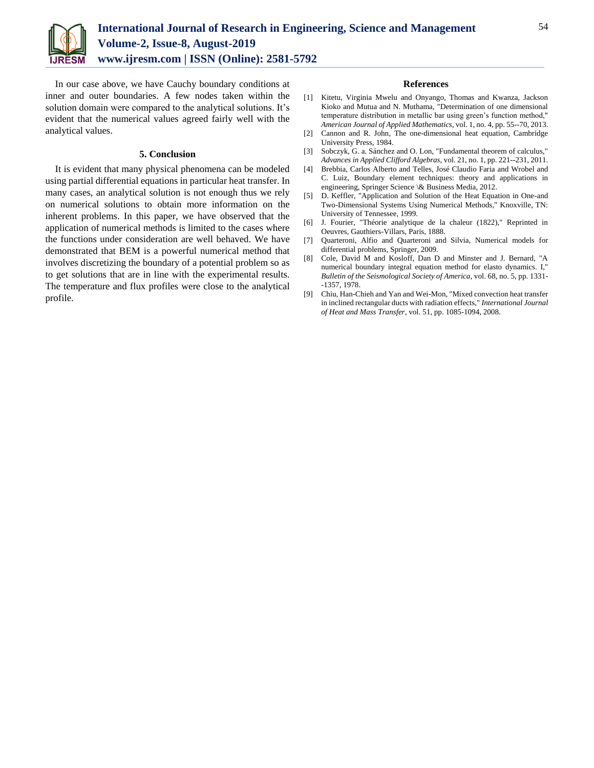In our case above, we have Cauchy boundary conditions at inner and outer boundaries. A few nodes taken within the solution domain were compared to the analytical solutions. It's evident that the numerical values agreed fairly well with the analytical values.

## 5. Conclusion

It is evident that many physical phenomena can be modeled using partial differential equations in particular heat transfer. In many cases, an analytical solution is not enough thus we rely on numerical solutions to obtain more information on the inherent problems. In this paper, we have observed that the application of numerical methods is limited to the cases where the functions under consideration are well behaved. We have demonstrated that BEM is a powerful numerical method that involves discretizing the boundary of a potential problem so as to get solutions that are in line with the experimental results. The temperature and flux profiles were close to the analytical profile.

## References

[1] Kitetu, Virginia Mwelu and Onyango, Thomas and Kwanza, Jackson Kioko and Mutua and N. Muthama, "Determination of one dimensional temperature distribution in metallic bar using green's function method," *American Journal of Applied Mathematics*, vol. 1, no. 4, pp. 55--70, 2013.

[2] Cannon and R. John, The one-dimensional heat equation, Cambridge University Press, 1984.

[3] Sobczyk, G. a. Sánchez and O. Lon, "Fundamental theorem of calculus," *Advances in Applied Clifford Algebras*, vol. 21, no. 1, pp. 221--231, 2011.

[4] Brebbia, Carlos Alberto and Telles, José Claudio Faria and Wrobel and C. Luiz, Boundary element techniques: theory and applications in engineering, Springer Science \& Business Media, 2012.

[5] D. Keffler, "Application and Solution of the Heat Equation in One-and Two-Dimensional Systems Using Numerical Methods," Knoxville, TN: University of Tennessee, 1999.

[6] J. Fourier, "Théorie analytique de la chaleur (1822)," Reprinted in Oeuvres, Gauthiers-Villars, Paris, 1888.

[7] Quarteroni, Alfio and Quarteroni and Silvia, Numerical models for differential problems, Springer, 2009.

[8] Cole, David M and Kosloff, Dan D and Minster and J. Bernard, "A numerical boundary integral equation method for elasto dynamics. I," *Bulletin of the Seismological Society of America*, vol. 68, no. 5, pp. 1331--1357, 1978.

[9] Chiu, Han-Chieh and Yan and Wei-Mon, "Mixed convection heat transfer in inclined rectangular ducts with radiation effects," *International Journal of Heat and Mass Transfer*, vol. 51, pp. 1085-1094, 2008.